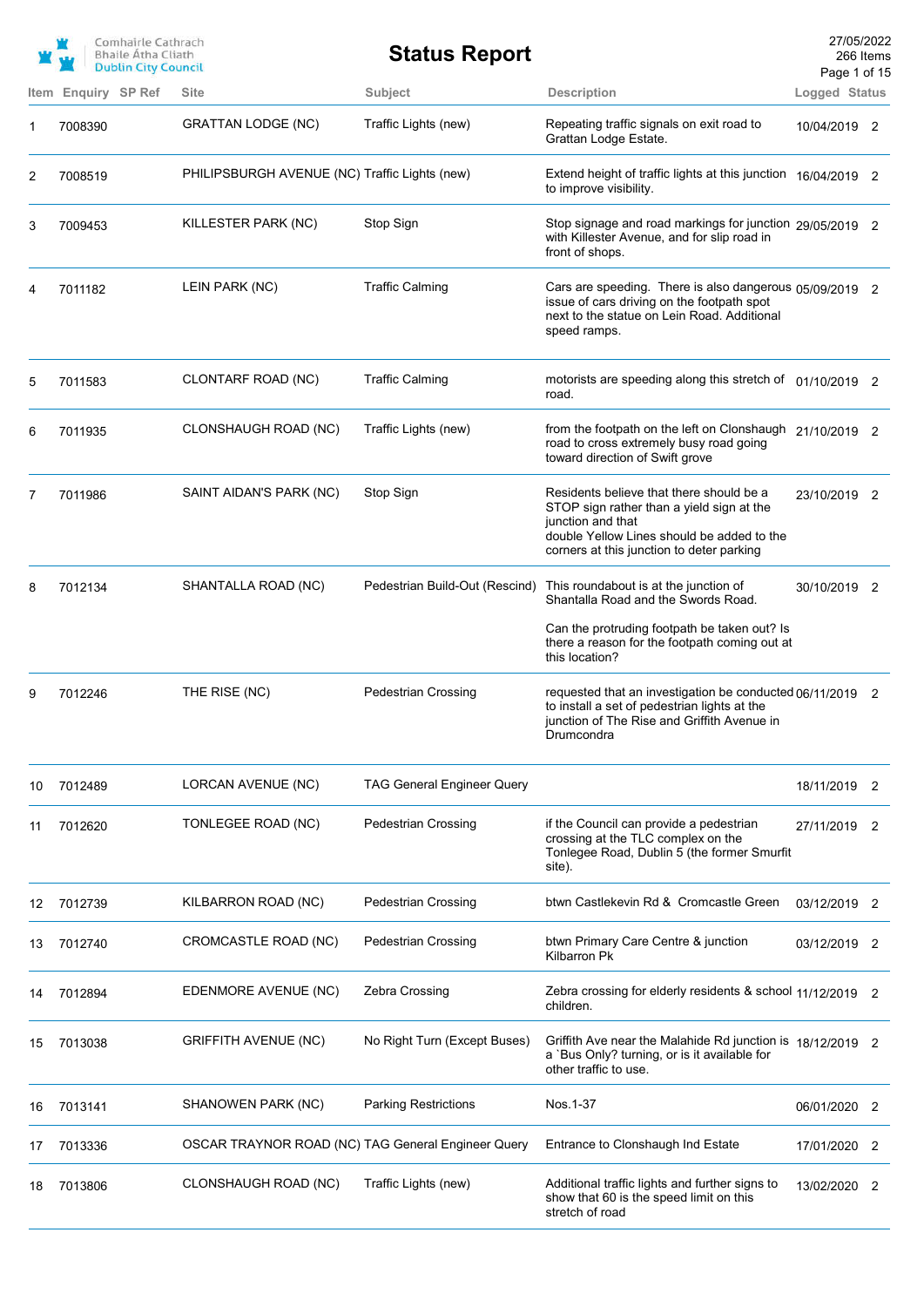Comhairle Cathrach Bhaile Átha Cliath
Dublin City Council

# Status Report

27/05/2022
266 Items

| Item | Enquiry | SP Ref | Site | Subject | Description | Logged | Status |
|---|---|---|---|---|---|---|---|
| 1 | 7008390 | | GRATTAN LODGE (NC) | Traffic Lights (new) | Repeating traffic signals on exit road to Grattan Lodge Estate. | 10/04/2019 | 2 |
| 2 | 7008519 | | PHILIPSBURGH AVENUE (NC) | Traffic Lights (new) | Extend height of traffic lights at this junction to improve visibility. | 16/04/2019 | 2 |
| 3 | 7009453 | | KILLESTER PARK (NC) | Stop Sign | Stop signage and road markings for junction with Killester Avenue, and for slip road in front of shops. | 29/05/2019 | 2 |
| 4 | 7011182 | | LEIN PARK (NC) | Traffic Calming | Cars are speeding. There is also dangerous issue of cars driving on the footpath spot next to the statue on Lein Road. Additional speed ramps. | 05/09/2019 | 2 |
| 5 | 7011583 | | CLONTARF ROAD (NC) | Traffic Calming | motorists are speeding along this stretch of road. | 01/10/2019 | 2 |
| 6 | 7011935 | | CLONSHAUGH ROAD (NC) | Traffic Lights (new) | from the footpath on the left on Clonshaugh road to cross extremely busy road going toward direction of Swift grove | 21/10/2019 | 2 |
| 7 | 7011986 | | SAINT AIDAN'S PARK (NC) | Stop Sign | Residents believe that there should be a STOP sign rather than a yield sign at the junction and that double Yellow Lines should be added to the corners at this junction to deter parking | 23/10/2019 | 2 |
| 8 | 7012134 | | SHANTALLA ROAD (NC) | Pedestrian Build-Out (Rescind) | This roundabout is at the junction of Shantalla Road and the Swords Road. Can the protruding footpath be taken out? Is there a reason for the footpath coming out at this location? | 30/10/2019 | 2 |
| 9 | 7012246 | | THE RISE (NC) | Pedestrian Crossing | requested that an investigation be conducted to install a set of pedestrian lights at the junction of The Rise and Griffith Avenue in Drumcondra | 06/11/2019 | 2 |
| 10 | 7012489 | | LORCAN AVENUE (NC) | TAG General Engineer Query | | 18/11/2019 | 2 |
| 11 | 7012620 | | TONLEGEE ROAD (NC) | Pedestrian Crossing | if the Council can provide a pedestrian crossing at the TLC complex on the Tonlegee Road, Dublin 5 (the former Smurfit site). | 27/11/2019 | 2 |
| 12 | 7012739 | | KILBARRON ROAD (NC) | Pedestrian Crossing | btwn Castlekevin Rd & Cromcastle Green | 03/12/2019 | 2 |
| 13 | 7012740 | | CROMCASTLE ROAD (NC) | Pedestrian Crossing | btwn Primary Care Centre & junction Kilbarron Pk | 03/12/2019 | 2 |
| 14 | 7012894 | | EDENMORE AVENUE (NC) | Zebra Crossing | Zebra crossing for elderly residents & school children. | 11/12/2019 | 2 |
| 15 | 7013038 | | GRIFFITH AVENUE (NC) | No Right Turn (Except Buses) | Griffith Ave near the Malahide Rd junction is a `Bus Only? turning, or is it available for other traffic to use. | 18/12/2019 | 2 |
| 16 | 7013141 | | SHANOWEN PARK (NC) | Parking Restrictions | Nos.1-37 | 06/01/2020 | 2 |
| 17 | 7013336 | | OSCAR TRAYNOR ROAD (NC) | TAG General Engineer Query | Entrance to Clonshaugh Ind Estate | 17/01/2020 | 2 |
| 18 | 7013806 | | CLONSHAUGH ROAD (NC) | Traffic Lights (new) | Additional traffic lights and further signs to show that 60 is the speed limit on this stretch of road | 13/02/2020 | 2 |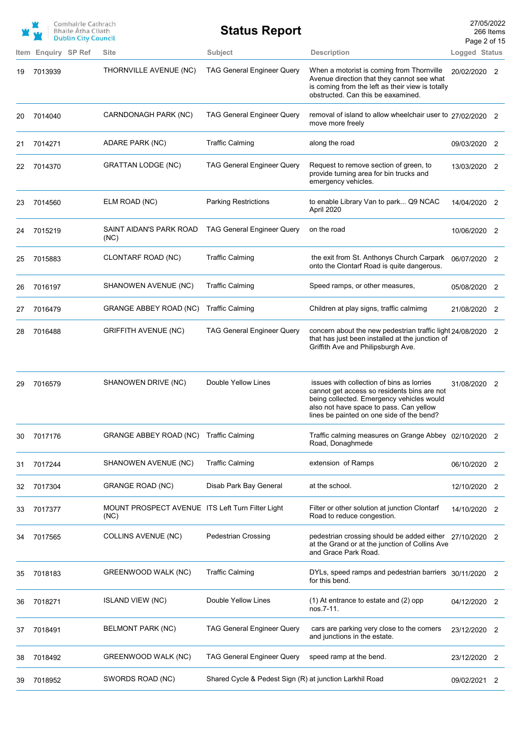# Status Report

| Item | Enquiry | SP Ref | Site | Subject | Description | Logged | Status |
|---|---|---|---|---|---|---|---|
| 19 | 7013939 | | THORNVILLE AVENUE (NC) | TAG General Engineer Query | When a motorist is coming from Thornville Avenue direction that they cannot see what is coming from the left as their view is totally obstructed. Can this be eaxamined. | 20/02/2020 | 2 |
| 20 | 7014040 | | CARNDONAGH PARK (NC) | TAG General Engineer Query | removal of island to allow wheelchair user to move more freely | 27/02/2020 | 2 |
| 21 | 7014271 | | ADARE PARK (NC) | Traffic Calming | along the road | 09/03/2020 | 2 |
| 22 | 7014370 | | GRATTAN LODGE (NC) | TAG General Engineer Query | Request to remove section of green, to provide turning area for bin trucks and emergency vehicles. | 13/03/2020 | 2 |
| 23 | 7014560 | | ELM ROAD (NC) | Parking Restrictions | to enable Library Van to park... Q9 NCAC April 2020 | 14/04/2020 | 2 |
| 24 | 7015219 | | SAINT AIDAN'S PARK ROAD (NC) | TAG General Engineer Query | on the road | 10/06/2020 | 2 |
| 25 | 7015883 | | CLONTARF ROAD (NC) | Traffic Calming | the exit from St. Anthonys Church Carpark onto the Clontarf Road is quite dangerous. | 06/07/2020 | 2 |
| 26 | 7016197 | | SHANOWEN AVENUE (NC) | Traffic Calming | Speed ramps, or other measures, | 05/08/2020 | 2 |
| 27 | 7016479 | | GRANGE ABBEY ROAD (NC) | Traffic Calming | Children at play signs, traffic calmimg | 21/08/2020 | 2 |
| 28 | 7016488 | | GRIFFITH AVENUE (NC) | TAG General Engineer Query | concern about the new pedestrian traffic light that has just been installed at the junction of Griffith Ave and Philipsburgh Ave. | 24/08/2020 | 2 |
| 29 | 7016579 | | SHANOWEN DRIVE (NC) | Double Yellow Lines | issues with collection of bins as lorries cannot get access so residents bins are not being collected. Emergency vehicles would also not have space to pass. Can yellow lines be painted on one side of the bend? | 31/08/2020 | 2 |
| 30 | 7017176 | | GRANGE ABBEY ROAD (NC) | Traffic Calming | Traffic calming measures on Grange Abbey Road, Donaghmede | 02/10/2020 | 2 |
| 31 | 7017244 | | SHANOWEN AVENUE (NC) | Traffic Calming | extension of Ramps | 06/10/2020 | 2 |
| 32 | 7017304 | | GRANGE ROAD (NC) | Disab Park Bay General | at the school. | 12/10/2020 | 2 |
| 33 | 7017377 | | MOUNT PROSPECT AVENUE (NC) | ITS Left Turn Filter Light | Filter or other solution at junction Clontarf Road to reduce congestion. | 14/10/2020 | 2 |
| 34 | 7017565 | | COLLINS AVENUE (NC) | Pedestrian Crossing | pedestrian crossing should be added either at the Grand or at the junction of Collins Ave and Grace Park Road. | 27/10/2020 | 2 |
| 35 | 7018183 | | GREENWOOD WALK (NC) | Traffic Calming | DYLs, speed ramps and pedestrian barriers for this bend. | 30/11/2020 | 2 |
| 36 | 7018271 | | ISLAND VIEW (NC) | Double Yellow Lines | (1) At entrance to estate and (2) opp nos.7-11. | 04/12/2020 | 2 |
| 37 | 7018491 | | BELMONT PARK (NC) | TAG General Engineer Query | cars are parking very close to the corners and junctions in the estate. | 23/12/2020 | 2 |
| 38 | 7018492 | | GREENWOOD WALK (NC) | TAG General Engineer Query | speed ramp at the bend. | 23/12/2020 | 2 |
| 39 | 7018952 | | SWORDS ROAD (NC) | Shared Cycle & Pedest Sign (R) | at junction Larkhil Road | 09/02/2021 | 2 |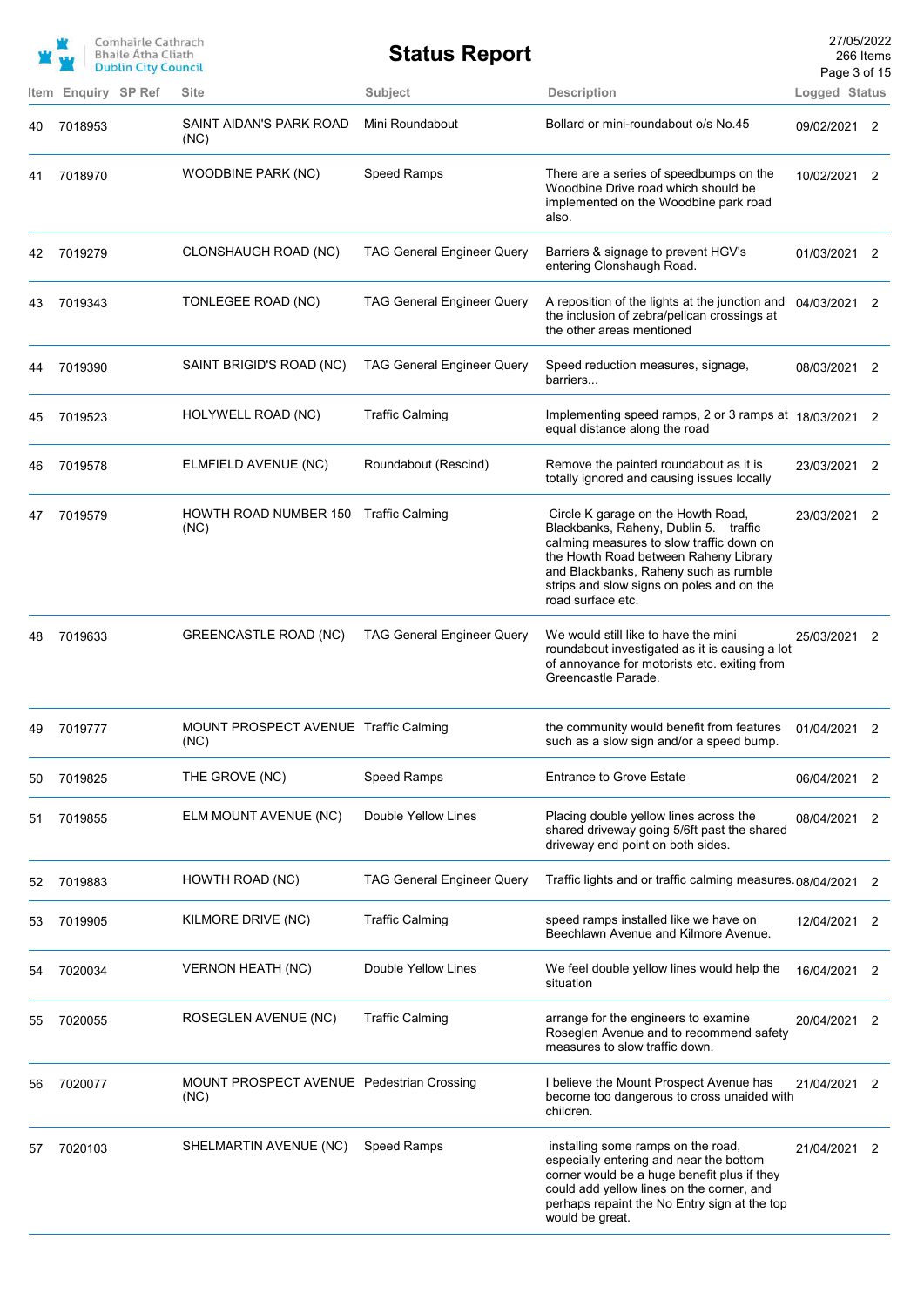# Status Report

| Item | Enquiry | SP Ref | Site | Subject | Description | Logged | Status |
|---|---|---|---|---|---|---|---|
| 40 | 7018953 | | SAINT AIDAN'S PARK ROAD (NC) | Mini Roundabout | Bollard or mini-roundabout o/s No.45 | 09/02/2021 | 2 |
| 41 | 7018970 | | WOODBINE PARK (NC) | Speed Ramps | There are a series of speedbumps on the Woodbine Drive road which should be implemented on the Woodbine park road also. | 10/02/2021 | 2 |
| 42 | 7019279 | | CLONSHAUGH ROAD (NC) | TAG General Engineer Query | Barriers & signage to prevent HGV's entering Clonshaugh Road. | 01/03/2021 | 2 |
| 43 | 7019343 | | TONLEGEE ROAD (NC) | TAG General Engineer Query | A reposition of the lights at the junction and the inclusion of zebra/pelican crossings at the other areas mentioned | 04/03/2021 | 2 |
| 44 | 7019390 | | SAINT BRIGID'S ROAD (NC) | TAG General Engineer Query | Speed reduction measures, signage, barriers... | 08/03/2021 | 2 |
| 45 | 7019523 | | HOLYWELL ROAD (NC) | Traffic Calming | Implementing speed ramps, 2 or 3 ramps at equal distance along the road | 18/03/2021 | 2 |
| 46 | 7019578 | | ELMFIELD AVENUE (NC) | Roundabout (Rescind) | Remove the painted roundabout as it is totally ignored and causing issues locally | 23/03/2021 | 2 |
| 47 | 7019579 | | HOWTH ROAD NUMBER 150 (NC) | Traffic Calming | Circle K garage on the Howth Road, Blackbanks, Raheny, Dublin 5. traffic calming measures to slow traffic down on the Howth Road between Raheny Library and Blackbanks, Raheny such as rumble strips and slow signs on poles and on the road surface etc. | 23/03/2021 | 2 |
| 48 | 7019633 | | GREENCASTLE ROAD (NC) | TAG General Engineer Query | We would still like to have the mini roundabout investigated as it is causing a lot of annoyance for motorists etc. exiting from Greencastle Parade. | 25/03/2021 | 2 |
| 49 | 7019777 | | MOUNT PROSPECT AVENUE (NC) | Traffic Calming | the community would benefit from features such as a slow sign and/or a speed bump. | 01/04/2021 | 2 |
| 50 | 7019825 | | THE GROVE (NC) | Speed Ramps | Entrance to Grove Estate | 06/04/2021 | 2 |
| 51 | 7019855 | | ELM MOUNT AVENUE (NC) | Double Yellow Lines | Placing double yellow lines across the shared driveway going 5/6ft past the shared driveway end point on both sides. | 08/04/2021 | 2 |
| 52 | 7019883 | | HOWTH ROAD (NC) | TAG General Engineer Query | Traffic lights and or traffic calming measures. | 08/04/2021 | 2 |
| 53 | 7019905 | | KILMORE DRIVE (NC) | Traffic Calming | speed ramps installed like we have on Beechlawn Avenue and Kilmore Avenue. | 12/04/2021 | 2 |
| 54 | 7020034 | | VERNON HEATH (NC) | Double Yellow Lines | We feel double yellow lines would help the situation | 16/04/2021 | 2 |
| 55 | 7020055 | | ROSEGLEN AVENUE (NC) | Traffic Calming | arrange for the engineers to examine Roseglen Avenue and to recommend safety measures to slow traffic down. | 20/04/2021 | 2 |
| 56 | 7020077 | | MOUNT PROSPECT AVENUE (NC) | Pedestrian Crossing | I believe the Mount Prospect Avenue has become too dangerous to cross unaided with children. | 21/04/2021 | 2 |
| 57 | 7020103 | | SHELMARTIN AVENUE (NC) | Speed Ramps | installing some ramps on the road, especially entering and near the bottom corner would be a huge benefit plus if they could add yellow lines on the corner, and perhaps repaint the No Entry sign at the top would be great. | 21/04/2021 | 2 |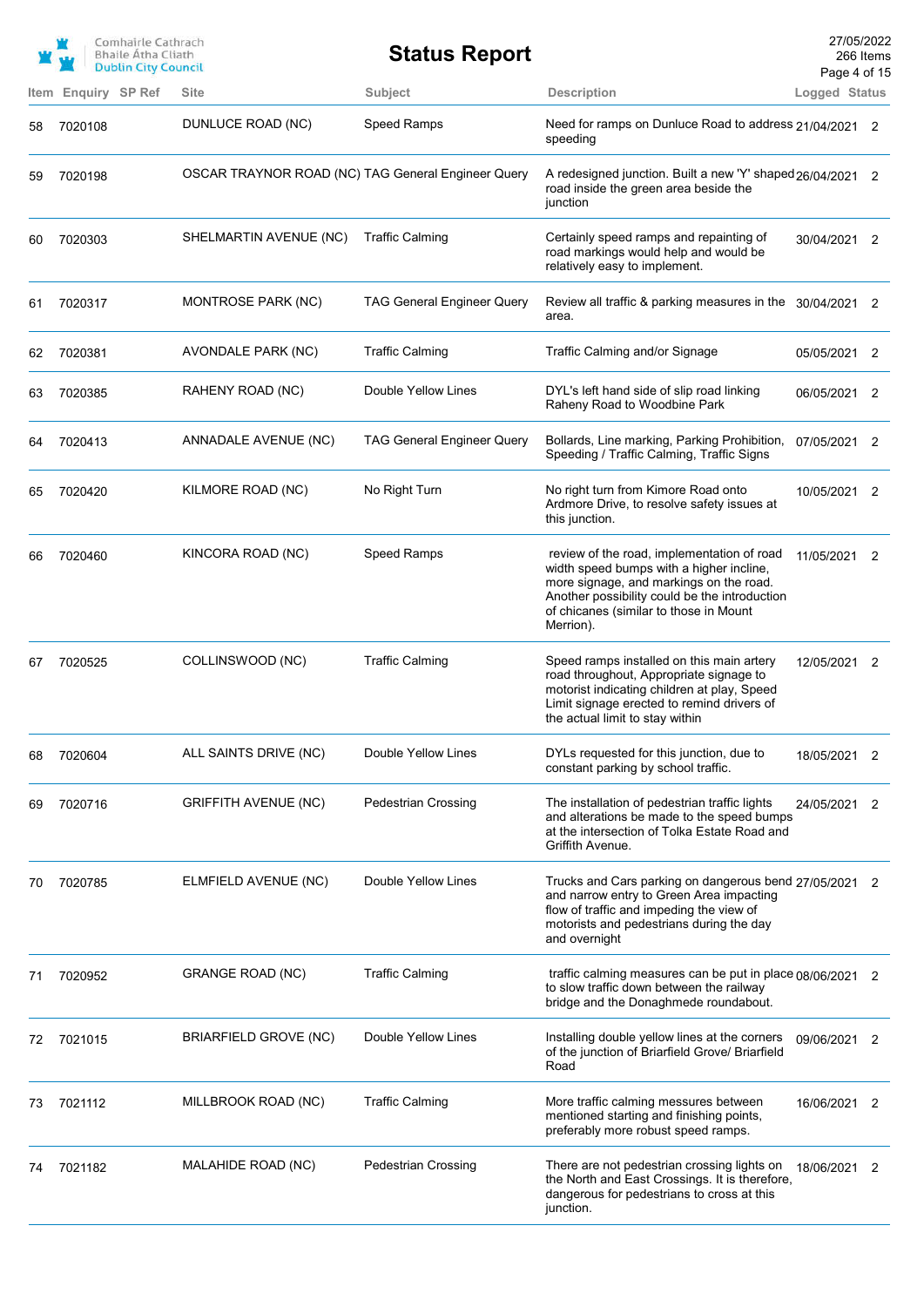| Item | Enquiry | SP Ref | Site | Subject | Description | Logged | Status |
|---|---|---|---|---|---|---|---|
| 58 | 7020108 | | DUNLUCE ROAD (NC) | Speed Ramps | Need for ramps on Dunluce Road to address speeding | 21/04/2021 | 2 |
| 59 | 7020198 | | OSCAR TRAYNOR ROAD (NC) | TAG General Engineer Query | A redesigned junction. Built a new 'Y' shaped road inside the green area beside the junction | 26/04/2021 | 2 |
| 60 | 7020303 | | SHELMARTIN AVENUE (NC) | Traffic Calming | Certainly speed ramps and repainting of road markings would help and would be relatively easy to implement. | 30/04/2021 | 2 |
| 61 | 7020317 | | MONTROSE PARK (NC) | TAG General Engineer Query | Review all traffic & parking measures in the area. | 30/04/2021 | 2 |
| 62 | 7020381 | | AVONDALE PARK (NC) | Traffic Calming | Traffic Calming and/or Signage | 05/05/2021 | 2 |
| 63 | 7020385 | | RAHENY ROAD (NC) | Double Yellow Lines | DYL's left hand side of slip road linking Raheny Road to Woodbine Park | 06/05/2021 | 2 |
| 64 | 7020413 | | ANNADALE AVENUE (NC) | TAG General Engineer Query | Bollards, Line marking, Parking Prohibition, Speeding / Traffic Calming, Traffic Signs | 07/05/2021 | 2 |
| 65 | 7020420 | | KILMORE ROAD (NC) | No Right Turn | No right turn from Kimore Road onto Ardmore Drive, to resolve safety issues at this junction. | 10/05/2021 | 2 |
| 66 | 7020460 | | KINCORA ROAD (NC) | Speed Ramps | review of the road, implementation of road width speed bumps with a higher incline, more signage, and markings on the road. Another possibility could be the introduction of chicanes (similar to those in Mount Merrion). | 11/05/2021 | 2 |
| 67 | 7020525 | | COLLINSWOOD (NC) | Traffic Calming | Speed ramps installed on this main artery road throughout, Appropriate signage to motorist indicating children at play, Speed Limit signage erected to remind drivers of the actual limit to stay within | 12/05/2021 | 2 |
| 68 | 7020604 | | ALL SAINTS DRIVE (NC) | Double Yellow Lines | DYLs requested for this junction, due to constant parking by school traffic. | 18/05/2021 | 2 |
| 69 | 7020716 | | GRIFFITH AVENUE (NC) | Pedestrian Crossing | The installation of pedestrian traffic lights and alterations be made to the speed bumps at the intersection of Tolka Estate Road and Griffith Avenue. | 24/05/2021 | 2 |
| 70 | 7020785 | | ELMFIELD AVENUE (NC) | Double Yellow Lines | Trucks and Cars parking on dangerous bend and narrow entry to Green Area impacting flow of traffic and impeding the view of motorists and pedestrians during the day and overnight | 27/05/2021 | 2 |
| 71 | 7020952 | | GRANGE ROAD (NC) | Traffic Calming | traffic calming measures can be put in place to slow traffic down between the railway bridge and the Donaghmede roundabout. | 08/06/2021 | 2 |
| 72 | 7021015 | | BRIARFIELD GROVE (NC) | Double Yellow Lines | Installing double yellow lines at the corners of the junction of Briarfield Grove/ Briarfield Road | 09/06/2021 | 2 |
| 73 | 7021112 | | MILLBROOK ROAD (NC) | Traffic Calming | More traffic calming messures between mentioned starting and finishing points, preferably more robust speed ramps. | 16/06/2021 | 2 |
| 74 | 7021182 | | MALAHIDE ROAD (NC) | Pedestrian Crossing | There are not pedestrian crossing lights on the North and East Crossings. It is therefore, dangerous for pedestrians to cross at this junction. | 18/06/2021 | 2 |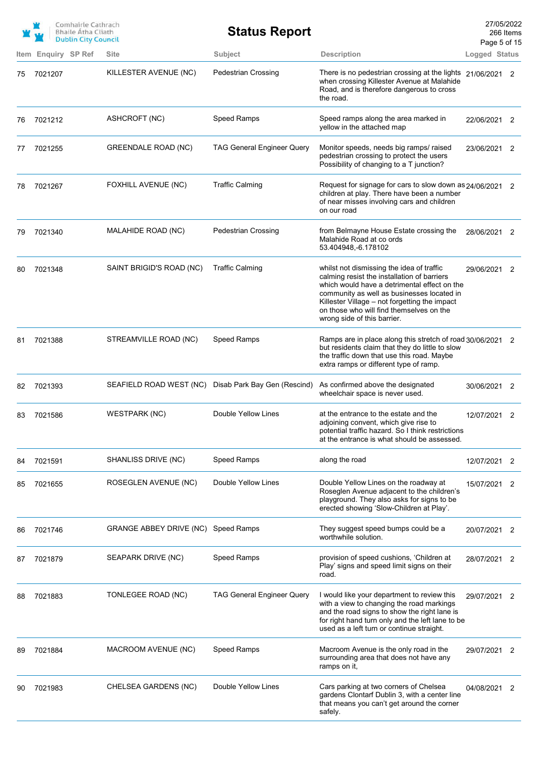| Item | Enquiry | SP Ref | Site | Subject | Description | Logged | Status |
|---|---|---|---|---|---|---|---|
| 75 | 7021207 | | KILLESTER AVENUE (NC) | Pedestrian Crossing | There is no pedestrian crossing at the lights when crossing Killester Avenue at Malahide Road, and is therefore dangerous to cross the road. | 21/06/2021 | 2 |
| 76 | 7021212 | | ASHCROFT (NC) | Speed Ramps | Speed ramps along the area marked in yellow in the attached map | 22/06/2021 | 2 |
| 77 | 7021255 | | GREENDALE ROAD (NC) | TAG General Engineer Query | Monitor speeds, needs big ramps/ raised pedestrian crossing to protect the users Possibility of changing to a T junction? | 23/06/2021 | 2 |
| 78 | 7021267 | | FOXHILL AVENUE (NC) | Traffic Calming | Request for signage for cars to slow down as children at play. There have been a number of near misses involving cars and children on our road | 24/06/2021 | 2 |
| 79 | 7021340 | | MALAHIDE ROAD (NC) | Pedestrian Crossing | from Belmayne House Estate crossing the Malahide Road at co ords 53.404948,-6.178102 | 28/06/2021 | 2 |
| 80 | 7021348 | | SAINT BRIGID'S ROAD (NC) | Traffic Calming | whilst not dismissing the idea of traffic calming resist the installation of barriers which would have a detrimental effect on the community as well as businesses located in Killester Village – not forgetting the impact on those who will find themselves on the wrong side of this barrier. | 29/06/2021 | 2 |
| 81 | 7021388 | | STREAMVILLE ROAD (NC) | Speed Ramps | Ramps are in place along this stretch of road but residents claim that they do little to slow the traffic down that use this road. Maybe extra ramps or different type of ramp. | 30/06/2021 | 2 |
| 82 | 7021393 | | SEAFIELD ROAD WEST (NC) | Disab Park Bay Gen (Rescind) | As confirmed above the designated wheelchair space is never used. | 30/06/2021 | 2 |
| 83 | 7021586 | | WESTPARK (NC) | Double Yellow Lines | at the entrance to the estate and the adjoining convent, which give rise to potential traffic hazard. So I think restrictions at the entrance is what should be assessed. | 12/07/2021 | 2 |
| 84 | 7021591 | | SHANLISS DRIVE (NC) | Speed Ramps | along the road | 12/07/2021 | 2 |
| 85 | 7021655 | | ROSEGLEN AVENUE (NC) | Double Yellow Lines | Double Yellow Lines on the roadway at Roseglen Avenue adjacent to the children's playground. They also asks for signs to be erected showing 'Slow-Children at Play'. | 15/07/2021 | 2 |
| 86 | 7021746 | | GRANGE ABBEY DRIVE (NC) | Speed Ramps | They suggest speed bumps could be a worthwhile solution. | 20/07/2021 | 2 |
| 87 | 7021879 | | SEAPARK DRIVE (NC) | Speed Ramps | provision of speed cushions, 'Children at Play' signs and speed limit signs on their road. | 28/07/2021 | 2 |
| 88 | 7021883 | | TONLEGEE ROAD (NC) | TAG General Engineer Query | I would like your department to review this with a view to changing the road markings and the road signs to show the right lane is for right hand turn only and the left lane to be used as a left turn or continue straight. | 29/07/2021 | 2 |
| 89 | 7021884 | | MACROOM AVENUE (NC) | Speed Ramps | Macroom Avenue is the only road in the surrounding area that does not have any ramps on it, | 29/07/2021 | 2 |
| 90 | 7021983 | | CHELSEA GARDENS (NC) | Double Yellow Lines | Cars parking at two corners of Chelsea gardens Clontarf Dublin 3, with a center line that means you can't get around the corner safely. | 04/08/2021 | 2 |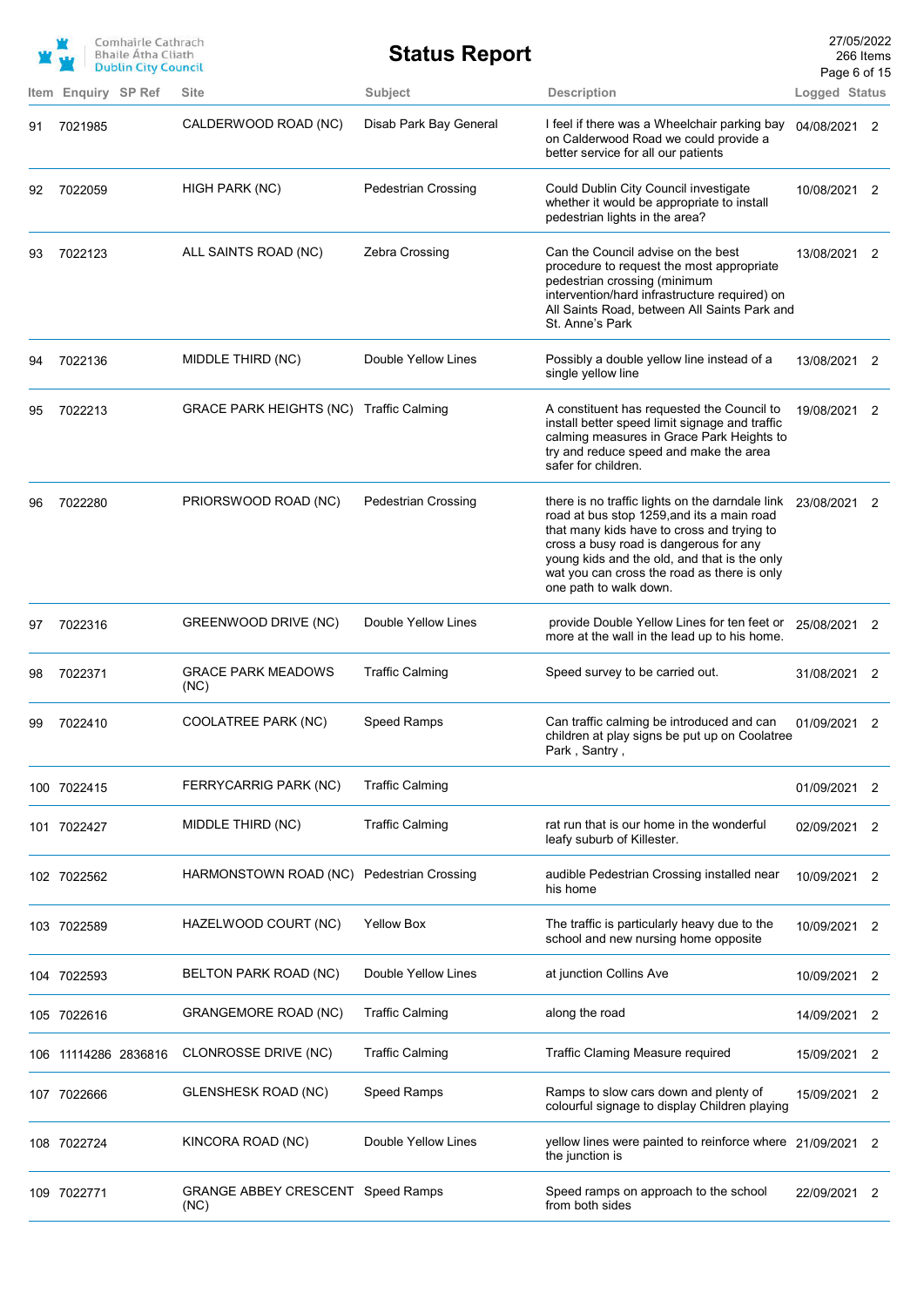| Item | Enquiry | SP Ref | Site | Subject | Description | Logged | Status |
|---|---|---|---|---|---|---|---|
| 91 | 7021985 | | CALDERWOOD ROAD (NC) | Disab Park Bay General | I feel if there was a Wheelchair parking bay on Calderwood Road we could provide a better service for all our patients | 04/08/2021 | 2 |
| 92 | 7022059 | | HIGH PARK (NC) | Pedestrian Crossing | Could Dublin City Council investigate whether it would be appropriate to install pedestrian lights in the area? | 10/08/2021 | 2 |
| 93 | 7022123 | | ALL SAINTS ROAD (NC) | Zebra Crossing | Can the Council advise on the best procedure to request the most appropriate pedestrian crossing (minimum intervention/hard infrastructure required) on All Saints Road, between All Saints Park and St. Anne's Park | 13/08/2021 | 2 |
| 94 | 7022136 | | MIDDLE THIRD (NC) | Double Yellow Lines | Possibly a double yellow line instead of a single yellow line | 13/08/2021 | 2 |
| 95 | 7022213 | | GRACE PARK HEIGHTS (NC) | Traffic Calming | A constituent has requested the Council to install better speed limit signage and traffic calming measures in Grace Park Heights to try and reduce speed and make the area safer for children. | 19/08/2021 | 2 |
| 96 | 7022280 | | PRIORSWOOD ROAD (NC) | Pedestrian Crossing | there is no traffic lights on the darndale link road at bus stop 1259,and its a main road that many kids have to cross and trying to cross a busy road is dangerous for any young kids and the old, and that is the only wat you can cross the road as there is only one path to walk down. | 23/08/2021 | 2 |
| 97 | 7022316 | | GREENWOOD DRIVE (NC) | Double Yellow Lines | provide Double Yellow Lines for ten feet or more at the wall in the lead up to his home. | 25/08/2021 | 2 |
| 98 | 7022371 | | GRACE PARK MEADOWS (NC) | Traffic Calming | Speed survey to be carried out. | 31/08/2021 | 2 |
| 99 | 7022410 | | COOLATREE PARK (NC) | Speed Ramps | Can traffic calming be introduced and can children at play signs be put up on Coolatree Park , Santry , | 01/09/2021 | 2 |
| 100 | 7022415 | | FERRYCARRIG PARK (NC) | Traffic Calming | | 01/09/2021 | 2 |
| 101 | 7022427 | | MIDDLE THIRD (NC) | Traffic Calming | rat run that is our home in the wonderful leafy suburb of Killester. | 02/09/2021 | 2 |
| 102 | 7022562 | | HARMONSTOWN ROAD (NC) | Pedestrian Crossing | audible Pedestrian Crossing installed near his home | 10/09/2021 | 2 |
| 103 | 7022589 | | HAZELWOOD COURT (NC) | Yellow Box | The traffic is particularly heavy due to the school and new nursing home opposite | 10/09/2021 | 2 |
| 104 | 7022593 | | BELTON PARK ROAD (NC) | Double Yellow Lines | at junction Collins Ave | 10/09/2021 | 2 |
| 105 | 7022616 | | GRANGEMORE ROAD (NC) | Traffic Calming | along the road | 14/09/2021 | 2 |
| 106 | 11114286 | 2836816 | CLONROSSE DRIVE (NC) | Traffic Calming | Traffic Claming Measure required | 15/09/2021 | 2 |
| 107 | 7022666 | | GLENSHESK ROAD (NC) | Speed Ramps | Ramps to slow cars down and plenty of colourful signage to display Children playing | 15/09/2021 | 2 |
| 108 | 7022724 | | KINCORA ROAD (NC) | Double Yellow Lines | yellow lines were painted to reinforce where the junction is | 21/09/2021 | 2 |
| 109 | 7022771 | | GRANGE ABBEY CRESCENT (NC) | Speed Ramps | Speed ramps on approach to the school from both sides | 22/09/2021 | 2 |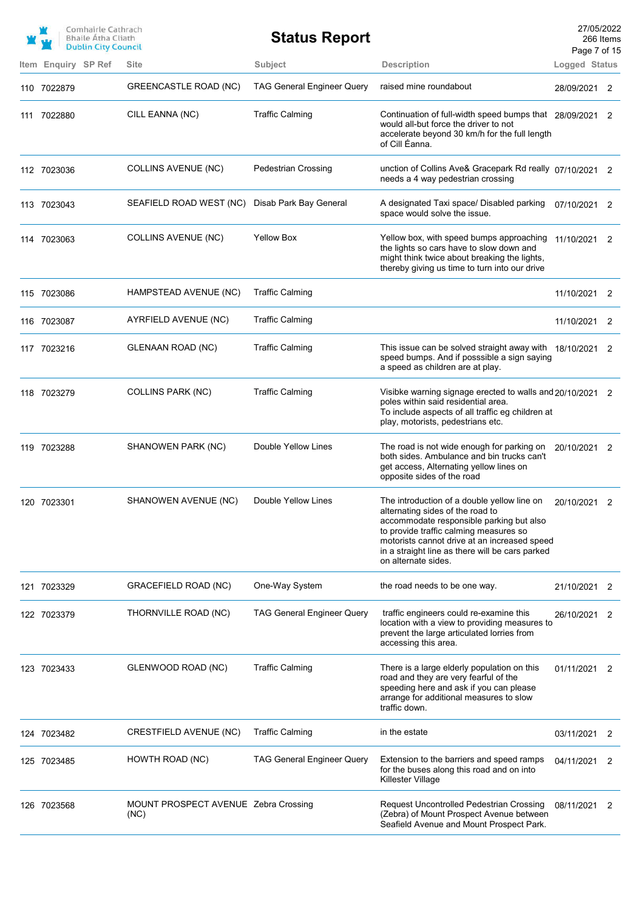# Status Report

| Item | Enquiry | SP Ref | Site | Subject | Description | Logged | Status |
|---|---|---|---|---|---|---|---|
| 110 | 7022879 | | GREENCASTLE ROAD (NC) | TAG General Engineer Query | raised mine roundabout | 28/09/2021 | 2 |
| 111 | 7022880 | | CILL EANNA (NC) | Traffic Calming | Continuation of full-width speed bumps that would all-but force the driver to not accelerate beyond 30 km/h for the full length of Cill Éanna. | 28/09/2021 | 2 |
| 112 | 7023036 | | COLLINS AVENUE (NC) | Pedestrian Crossing | unction of Collins Ave& Gracepark Rd really needs a 4 way pedestrian crossing | 07/10/2021 | 2 |
| 113 | 7023043 | | SEAFIELD ROAD WEST (NC) | Disab Park Bay General | A designated Taxi space/ Disabled parking space would solve the issue. | 07/10/2021 | 2 |
| 114 | 7023063 | | COLLINS AVENUE (NC) | Yellow Box | Yellow box, with speed bumps approaching the lights so cars have to slow down and might think twice about breaking the lights, thereby giving us time to turn into our drive | 11/10/2021 | 2 |
| 115 | 7023086 | | HAMPSTEAD AVENUE (NC) | Traffic Calming | | 11/10/2021 | 2 |
| 116 | 7023087 | | AYRFIELD AVENUE (NC) | Traffic Calming | | 11/10/2021 | 2 |
| 117 | 7023216 | | GLENAAN ROAD (NC) | Traffic Calming | This issue can be solved straight away with speed bumps. And if posssible a sign saying a speed as children are at play. | 18/10/2021 | 2 |
| 118 | 7023279 | | COLLINS PARK (NC) | Traffic Calming | Visibke warning signage erected to walls and poles within said residential area. To include aspects of all traffic eg children at play, motorists, pedestrians etc. | 20/10/2021 | 2 |
| 119 | 7023288 | | SHANOWEN PARK (NC) | Double Yellow Lines | The road is not wide enough for parking on both sides. Ambulance and bin trucks can't get access, Alternating yellow lines on opposite sides of the road | 20/10/2021 | 2 |
| 120 | 7023301 | | SHANOWEN AVENUE (NC) | Double Yellow Lines | The introduction of a double yellow line on alternating sides of the road to accommodate responsible parking but also to provide traffic calming measures so motorists cannot drive at an increased speed in a straight line as there will be cars parked on alternate sides. | 20/10/2021 | 2 |
| 121 | 7023329 | | GRACEFIELD ROAD (NC) | One-Way System | the road needs to be one way. | 21/10/2021 | 2 |
| 122 | 7023379 | | THORNVILLE ROAD (NC) | TAG General Engineer Query | traffic engineers could re-examine this location with a view to providing measures to prevent the large articulated lorries from accessing this area. | 26/10/2021 | 2 |
| 123 | 7023433 | | GLENWOOD ROAD (NC) | Traffic Calming | There is a large elderly population on this road and they are very fearful of the speeding here and ask if you can please arrange for additional measures to slow traffic down. | 01/11/2021 | 2 |
| 124 | 7023482 | | CRESTFIELD AVENUE (NC) | Traffic Calming | in the estate | 03/11/2021 | 2 |
| 125 | 7023485 | | HOWTH ROAD (NC) | TAG General Engineer Query | Extension to the barriers and speed ramps for the buses along this road and on into Killester Village | 04/11/2021 | 2 |
| 126 | 7023568 | | MOUNT PROSPECT AVENUE (NC) | Zebra Crossing | Request Uncontrolled Pedestrian Crossing (Zebra) of Mount Prospect Avenue between Seafield Avenue and Mount Prospect Park. | 08/11/2021 | 2 |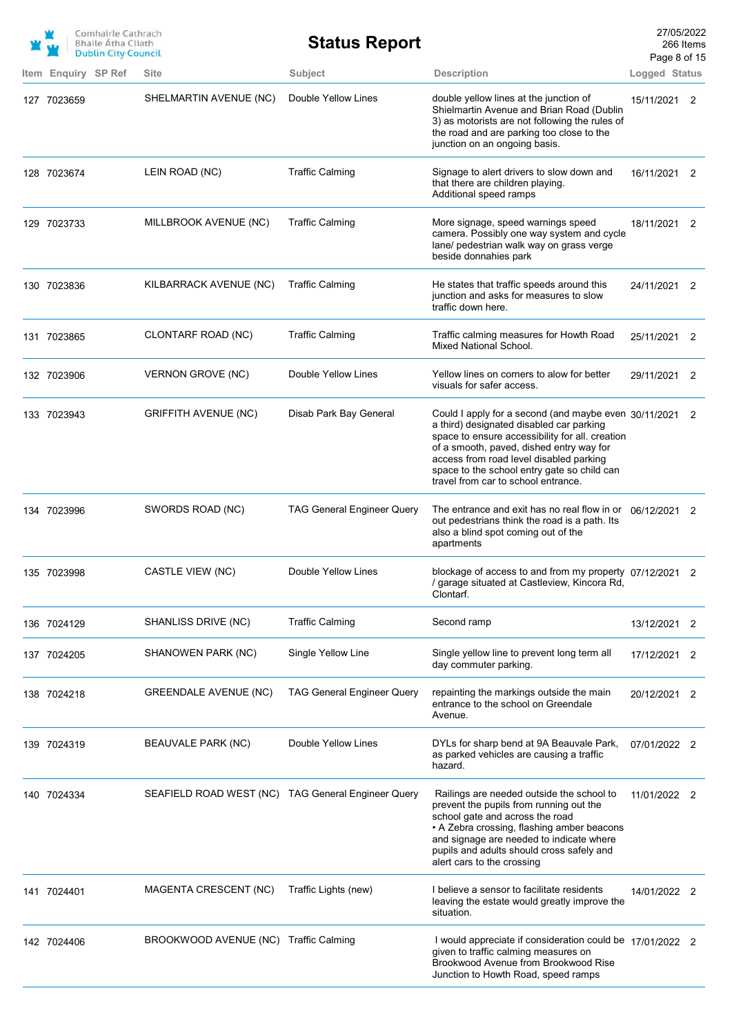| Item | Enquiry | SP Ref | Site | Subject | Description | Logged | Status |
|---|---|---|---|---|---|---|---|
| 127 | 7023659 | | SHELMARTIN AVENUE (NC) | Double Yellow Lines | double yellow lines at the junction of Shielmartin Avenue and Brian Road (Dublin 3) as motorists are not following the rules of the road and are parking too close to the junction on an ongoing basis. | 15/11/2021 | 2 |
| 128 | 7023674 | | LEIN ROAD (NC) | Traffic Calming | Signage to alert drivers to slow down and that there are children playing. Additional speed ramps | 16/11/2021 | 2 |
| 129 | 7023733 | | MILLBROOK AVENUE (NC) | Traffic Calming | More signage, speed warnings speed camera. Possibly one way system and cycle lane/ pedestrian walk way on grass verge beside donnahies park | 18/11/2021 | 2 |
| 130 | 7023836 | | KILBARRACK AVENUE (NC) | Traffic Calming | He states that traffic speeds around this junction and asks for measures to slow traffic down here. | 24/11/2021 | 2 |
| 131 | 7023865 | | CLONTARF ROAD (NC) | Traffic Calming | Traffic calming measures for Howth Road Mixed National School. | 25/11/2021 | 2 |
| 132 | 7023906 | | VERNON GROVE (NC) | Double Yellow Lines | Yellow lines on corners to alow for better visuals for safer access. | 29/11/2021 | 2 |
| 133 | 7023943 | | GRIFFITH AVENUE (NC) | Disab Park Bay General | Could I apply for a second (and maybe even a third) designated disabled car parking space to ensure accessibility for all. creation of a smooth, paved, dished entry way for access from road level disabled parking space to the school entry gate so child can travel from car to school entrance. | 30/11/2021 | 2 |
| 134 | 7023996 | | SWORDS ROAD (NC) | TAG General Engineer Query | The entrance and exit has no real flow in or out pedestrians think the road is a path. Its also a blind spot coming out of the apartments | 06/12/2021 | 2 |
| 135 | 7023998 | | CASTLE VIEW (NC) | Double Yellow Lines | blockage of access to and from my property / garage situated at Castleview, Kincora Rd, Clontarf. | 07/12/2021 | 2 |
| 136 | 7024129 | | SHANLISS DRIVE (NC) | Traffic Calming | Second ramp | 13/12/2021 | 2 |
| 137 | 7024205 | | SHANOWEN PARK (NC) | Single Yellow Line | Single yellow line to prevent long term all day commuter parking. | 17/12/2021 | 2 |
| 138 | 7024218 | | GREENDALE AVENUE (NC) | TAG General Engineer Query | repainting the markings outside the main entrance to the school on Greendale Avenue. | 20/12/2021 | 2 |
| 139 | 7024319 | | BEAUVALE PARK (NC) | Double Yellow Lines | DYLs for sharp bend at 9A Beauvale Park, as parked vehicles are causing a traffic hazard. | 07/01/2022 | 2 |
| 140 | 7024334 | | SEAFIELD ROAD WEST (NC) | TAG General Engineer Query | Railings are needed outside the school to prevent the pupils from running out the school gate and across the road • A Zebra crossing, flashing amber beacons and signage are needed to indicate where pupils and adults should cross safely and alert cars to the crossing | 11/01/2022 | 2 |
| 141 | 7024401 | | MAGENTA CRESCENT (NC) | Traffic Lights (new) | I believe a sensor to facilitate residents leaving the estate would greatly improve the situation. | 14/01/2022 | 2 |
| 142 | 7024406 | | BROOKWOOD AVENUE (NC) | Traffic Calming | I would appreciate if consideration could be given to traffic calming measures on Brookwood Avenue from Brookwood Rise Junction to Howth Road, speed ramps | 17/01/2022 | 2 |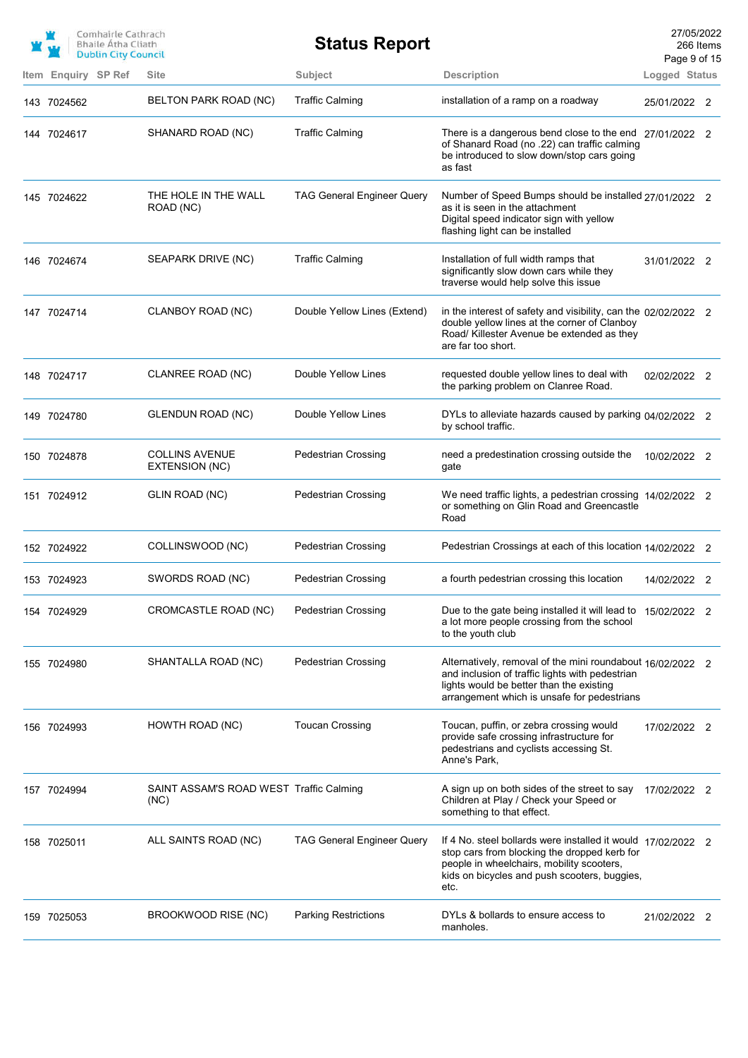| Item | Enquiry | SP Ref | Site | Subject | Description | Logged | Status |
|---|---|---|---|---|---|---|---|
| 143 | 7024562 | | BELTON PARK ROAD (NC) | Traffic Calming | installation of a ramp on a roadway | 25/01/2022 | 2 |
| 144 | 7024617 | | SHANARD ROAD (NC) | Traffic Calming | There is a dangerous bend close to the end of Shanard Road (no .22) can traffic calming be introduced to slow down/stop cars going as fast | 27/01/2022 | 2 |
| 145 | 7024622 | | THE HOLE IN THE WALL ROAD (NC) | TAG General Engineer Query | Number of Speed Bumps should be installed as it is seen in the attachment Digital speed indicator sign with yellow flashing light can be installed | 27/01/2022 | 2 |
| 146 | 7024674 | | SEAPARK DRIVE (NC) | Traffic Calming | Installation of full width ramps that significantly slow down cars while they traverse would help solve this issue | 31/01/2022 | 2 |
| 147 | 7024714 | | CLANBOY ROAD (NC) | Double Yellow Lines (Extend) | in the interest of safety and visibility, can the double yellow lines at the corner of Clanboy Road/ Killester Avenue be extended as they are far too short. | 02/02/2022 | 2 |
| 148 | 7024717 | | CLANREE ROAD (NC) | Double Yellow Lines | requested double yellow lines to deal with the parking problem on Clanree Road. | 02/02/2022 | 2 |
| 149 | 7024780 | | GLENDUN ROAD (NC) | Double Yellow Lines | DYLs to alleviate hazards caused by parking by school traffic. | 04/02/2022 | 2 |
| 150 | 7024878 | | COLLINS AVENUE EXTENSION (NC) | Pedestrian Crossing | need a predestination crossing outside the gate | 10/02/2022 | 2 |
| 151 | 7024912 | | GLIN ROAD (NC) | Pedestrian Crossing | We need traffic lights, a pedestrian crossing or something on Glin Road and Greencastle Road | 14/02/2022 | 2 |
| 152 | 7024922 | | COLLINSWOOD (NC) | Pedestrian Crossing | Pedestrian Crossings at each of this location | 14/02/2022 | 2 |
| 153 | 7024923 | | SWORDS ROAD (NC) | Pedestrian Crossing | a fourth pedestrian crossing this location | 14/02/2022 | 2 |
| 154 | 7024929 | | CROMCASTLE ROAD (NC) | Pedestrian Crossing | Due to the gate being installed it will lead to a lot more people crossing from the school to the youth club | 15/02/2022 | 2 |
| 155 | 7024980 | | SHANTALLA ROAD (NC) | Pedestrian Crossing | Alternatively, removal of the mini roundabout and inclusion of traffic lights with pedestrian lights would be better than the existing arrangement which is unsafe for pedestrians | 16/02/2022 | 2 |
| 156 | 7024993 | | HOWTH ROAD (NC) | Toucan Crossing | Toucan, puffin, or zebra crossing would provide safe crossing infrastructure for pedestrians and cyclists accessing St. Anne's Park, | 17/02/2022 | 2 |
| 157 | 7024994 | | SAINT ASSAM'S ROAD WEST (NC) | Traffic Calming | A sign up on both sides of the street to say Children at Play / Check your Speed or something to that effect. | 17/02/2022 | 2 |
| 158 | 7025011 | | ALL SAINTS ROAD (NC) | TAG General Engineer Query | If 4 No. steel bollards were installed it would stop cars from blocking the dropped kerb for people in wheelchairs, mobility scooters, kids on bicycles and push scooters, buggies, etc. | 17/02/2022 | 2 |
| 159 | 7025053 | | BROOKWOOD RISE (NC) | Parking Restrictions | DYLs & bollards to ensure access to manholes. | 21/02/2022 | 2 |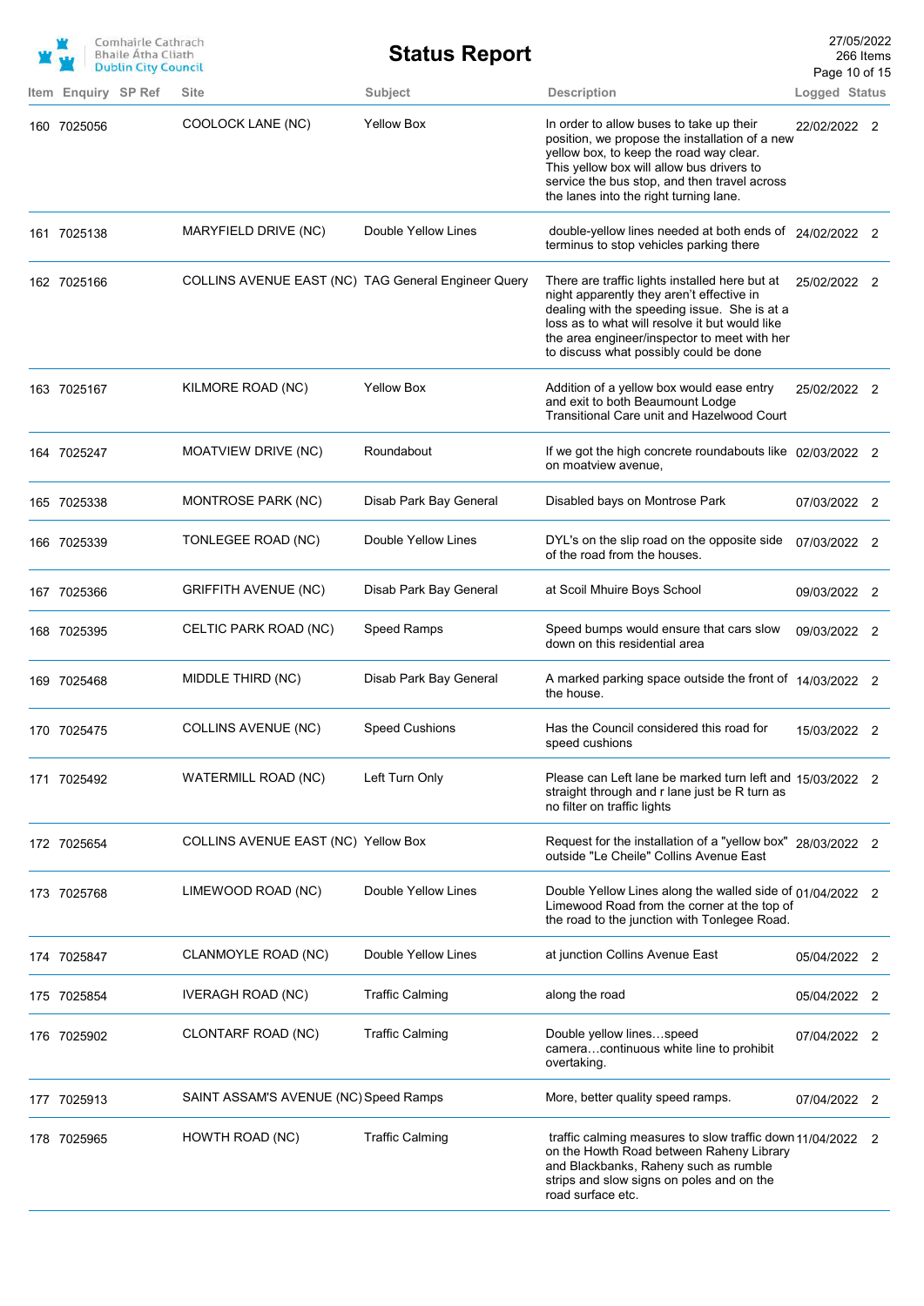# Status Report

Comhairle Cathrach Bhaile Átha Cliath
Dublin City Council

27/05/2022
266 Items

| Item | Enquiry | SP Ref | Site | Subject | Description | Logged | Status |
|---|---|---|---|---|---|---|---|
| 160 | 7025056 | | COOLOCK LANE (NC) | Yellow Box | In order to allow buses to take up their position, we propose the installation of a new yellow box, to keep the road way clear. This yellow box will allow bus drivers to service the bus stop, and then travel across the lanes into the right turning lane. | 22/02/2022 | 2 |
| 161 | 7025138 | | MARYFIELD DRIVE (NC) | Double Yellow Lines | double-yellow lines needed at both ends of terminus to stop vehicles parking there | 24/02/2022 | 2 |
| 162 | 7025166 | | COLLINS AVENUE EAST (NC) | TAG General Engineer Query | There are traffic lights installed here but at night apparently they aren't effective in dealing with the speeding issue. She is at a loss as to what will resolve it but would like the area engineer/inspector to meet with her to discuss what possibly could be done | 25/02/2022 | 2 |
| 163 | 7025167 | | KILMORE ROAD (NC) | Yellow Box | Addition of a yellow box would ease entry and exit to both Beaumount Lodge Transitional Care unit and Hazelwood Court | 25/02/2022 | 2 |
| 164 | 7025247 | | MOATVIEW DRIVE (NC) | Roundabout | If we got the high concrete roundabouts like on moatview avenue, | 02/03/2022 | 2 |
| 165 | 7025338 | | MONTROSE PARK (NC) | Disab Park Bay General | Disabled bays on Montrose Park | 07/03/2022 | 2 |
| 166 | 7025339 | | TONLEGEE ROAD (NC) | Double Yellow Lines | DYL's on the slip road on the opposite side of the road from the houses. | 07/03/2022 | 2 |
| 167 | 7025366 | | GRIFFITH AVENUE (NC) | Disab Park Bay General | at Scoil Mhuire Boys School | 09/03/2022 | 2 |
| 168 | 7025395 | | CELTIC PARK ROAD (NC) | Speed Ramps | Speed bumps would ensure that cars slow down on this residential area | 09/03/2022 | 2 |
| 169 | 7025468 | | MIDDLE THIRD (NC) | Disab Park Bay General | A marked parking space outside the front of the house. | 14/03/2022 | 2 |
| 170 | 7025475 | | COLLINS AVENUE (NC) | Speed Cushions | Has the Council considered this road for speed cushions | 15/03/2022 | 2 |
| 171 | 7025492 | | WATERMILL ROAD (NC) | Left Turn Only | Please can Left lane be marked turn left and straight through and r lane just be R turn as no filter on traffic lights | 15/03/2022 | 2 |
| 172 | 7025654 | | COLLINS AVENUE EAST (NC) | Yellow Box | Request for the installation of a "yellow box" outside "Le Cheile" Collins Avenue East | 28/03/2022 | 2 |
| 173 | 7025768 | | LIMEWOOD ROAD (NC) | Double Yellow Lines | Double Yellow Lines along the walled side of Limewood Road from the corner at the top of the road to the junction with Tonlegee Road. | 01/04/2022 | 2 |
| 174 | 7025847 | | CLANMOYLE ROAD (NC) | Double Yellow Lines | at junction Collins Avenue East | 05/04/2022 | 2 |
| 175 | 7025854 | | IVERAGH ROAD (NC) | Traffic Calming | along the road | 05/04/2022 | 2 |
| 176 | 7025902 | | CLONTARF ROAD (NC) | Traffic Calming | Double yellow lines…speed camera…continuous white line to prohibit overtaking. | 07/04/2022 | 2 |
| 177 | 7025913 | | SAINT ASSAM'S AVENUE (NC) | Speed Ramps | More, better quality speed ramps. | 07/04/2022 | 2 |
| 178 | 7025965 | | HOWTH ROAD (NC) | Traffic Calming | traffic calming measures to slow traffic down on the Howth Road between Raheny Library and Blackbanks, Raheny such as rumble strips and slow signs on poles and on the road surface etc. | 11/04/2022 | 2 |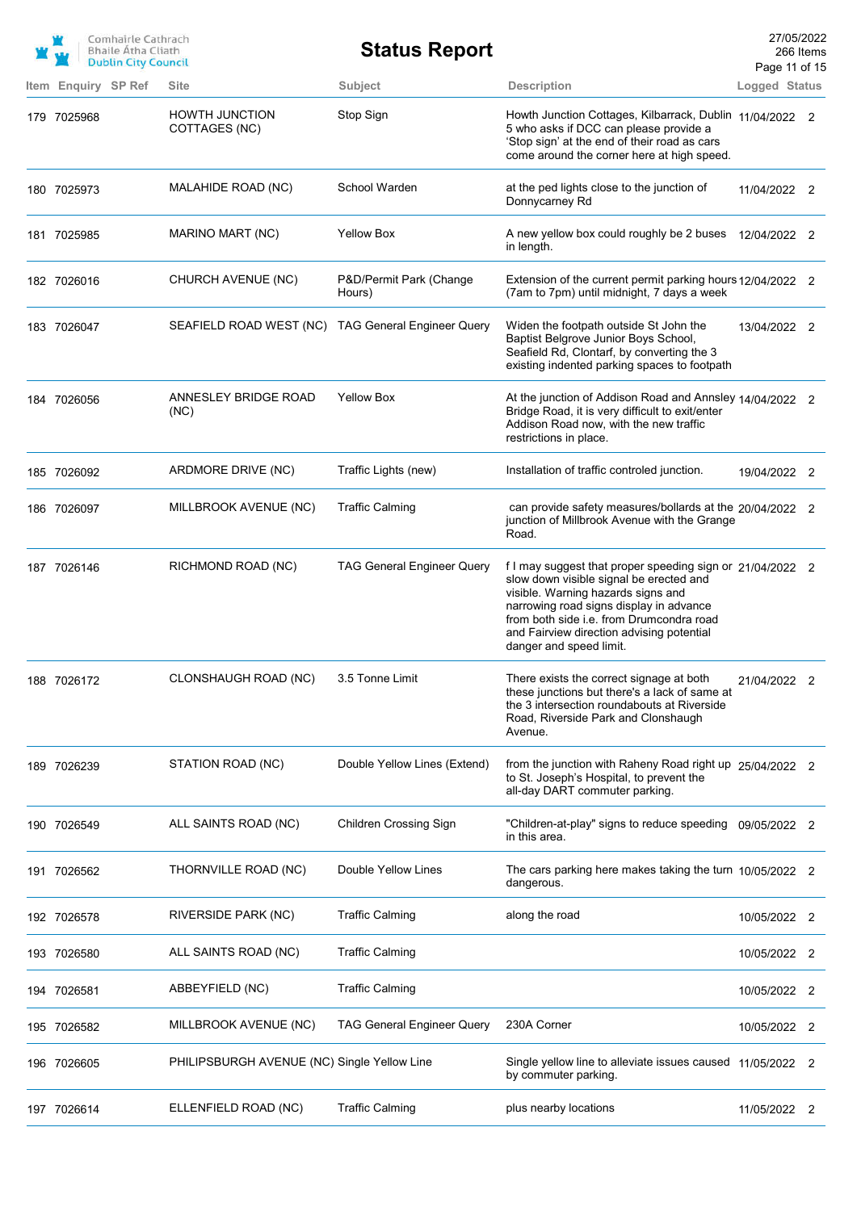| Item | Enquiry | SP Ref | Site | Subject | Description | Logged | Status |
|---|---|---|---|---|---|---|---|
| 179 | 7025968 | | HOWTH JUNCTION COTTAGES (NC) | Stop Sign | Howth Junction Cottages, Kilbarrack, Dublin 5 who asks if DCC can please provide a 'Stop sign' at the end of their road as cars come around the corner here at high speed. | 11/04/2022 | 2 |
| 180 | 7025973 | | MALAHIDE ROAD (NC) | School Warden | at the ped lights close to the junction of Donnycarney Rd | 11/04/2022 | 2 |
| 181 | 7025985 | | MARINO MART (NC) | Yellow Box | A new yellow box could roughly be 2 buses in length. | 12/04/2022 | 2 |
| 182 | 7026016 | | CHURCH AVENUE (NC) | P&D/Permit Park (Change Hours) | Extension of the current permit parking hours (7am to 7pm) until midnight, 7 days a week | 12/04/2022 | 2 |
| 183 | 7026047 | | SEAFIELD ROAD WEST (NC) | TAG General Engineer Query | Widen the footpath outside St John the Baptist Belgrove Junior Boys School, Seafield Rd, Clontarf, by converting the 3 existing indented parking spaces to footpath | 13/04/2022 | 2 |
| 184 | 7026056 | | ANNESLEY BRIDGE ROAD (NC) | Yellow Box | At the junction of Addison Road and Annsley Bridge Road, it is very difficult to exit/enter Addison Road now, with the new traffic restrictions in place. | 14/04/2022 | 2 |
| 185 | 7026092 | | ARDMORE DRIVE (NC) | Traffic Lights (new) | Installation of traffic controled junction. | 19/04/2022 | 2 |
| 186 | 7026097 | | MILLBROOK AVENUE (NC) | Traffic Calming | can provide safety measures/bollards at the junction of Millbrook Avenue with the Grange Road. | 20/04/2022 | 2 |
| 187 | 7026146 | | RICHMOND ROAD (NC) | TAG General Engineer Query | f I may suggest that proper speeding sign or slow down visible signal be erected and visible. Warning hazards signs and narrowing road signs display in advance from both side i.e. from Drumcondra road and Fairview direction advising potential danger and speed limit. | 21/04/2022 | 2 |
| 188 | 7026172 | | CLONSHAUGH ROAD (NC) | 3.5 Tonne Limit | There exists the correct signage at both these junctions but there's a lack of same at the 3 intersection roundabouts at Riverside Road, Riverside Park and Clonshaugh Avenue. | 21/04/2022 | 2 |
| 189 | 7026239 | | STATION ROAD (NC) | Double Yellow Lines (Extend) | from the junction with Raheny Road right up to St. Joseph's Hospital, to prevent the all-day DART commuter parking. | 25/04/2022 | 2 |
| 190 | 7026549 | | ALL SAINTS ROAD (NC) | Children Crossing Sign | "Children-at-play" signs to reduce speeding in this area. | 09/05/2022 | 2 |
| 191 | 7026562 | | THORNVILLE ROAD (NC) | Double Yellow Lines | The cars parking here makes taking the turn dangerous. | 10/05/2022 | 2 |
| 192 | 7026578 | | RIVERSIDE PARK (NC) | Traffic Calming | along the road | 10/05/2022 | 2 |
| 193 | 7026580 | | ALL SAINTS ROAD (NC) | Traffic Calming | | 10/05/2022 | 2 |
| 194 | 7026581 | | ABBEYFIELD (NC) | Traffic Calming | | 10/05/2022 | 2 |
| 195 | 7026582 | | MILLBROOK AVENUE (NC) | TAG General Engineer Query | 230A Corner | 10/05/2022 | 2 |
| 196 | 7026605 | | PHILIPSBURGH AVENUE (NC) | Single Yellow Line | Single yellow line to alleviate issues caused by commuter parking. | 11/05/2022 | 2 |
| 197 | 7026614 | | ELLENFIELD ROAD (NC) | Traffic Calming | plus nearby locations | 11/05/2022 | 2 |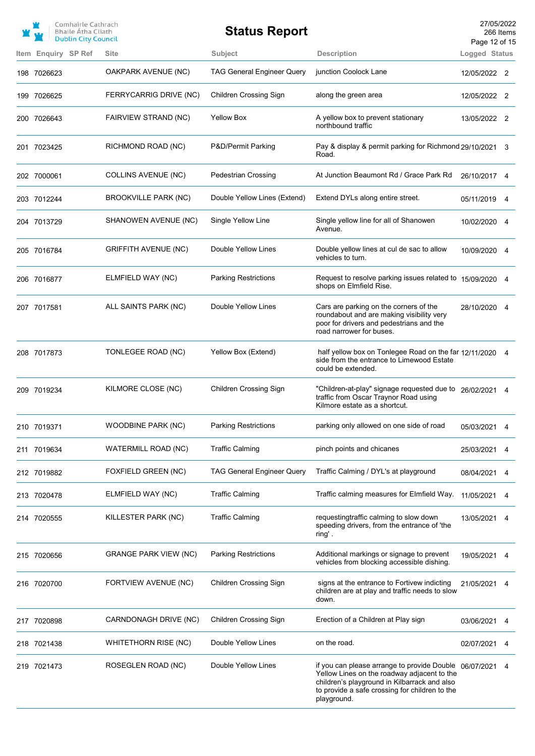| Item | Enquiry | SP Ref | Site | Subject | Description | Logged | Status |
|---|---|---|---|---|---|---|---|
| 198 | 7026623 | | OAKPARK AVENUE (NC) | TAG General Engineer Query | junction Coolock Lane | 12/05/2022 | 2 |
| 199 | 7026625 | | FERRYCARRIG DRIVE (NC) | Children Crossing Sign | along the green area | 12/05/2022 | 2 |
| 200 | 7026643 | | FAIRVIEW STRAND (NC) | Yellow Box | A yellow box to prevent stationary northbound traffic | 13/05/2022 | 2 |
| 201 | 7023425 | | RICHMOND ROAD (NC) | P&D/Permit Parking | Pay & display & permit parking for Richmond Road. | 29/10/2021 | 3 |
| 202 | 7000061 | | COLLINS AVENUE (NC) | Pedestrian Crossing | At Junction Beaumont Rd / Grace Park Rd | 26/10/2017 | 4 |
| 203 | 7012244 | | BROOKVILLE PARK (NC) | Double Yellow Lines (Extend) | Extend DYLs along entire street. | 05/11/2019 | 4 |
| 204 | 7013729 | | SHANOWEN AVENUE (NC) | Single Yellow Line | Single yellow line for all of Shanowen Avenue. | 10/02/2020 | 4 |
| 205 | 7016784 | | GRIFFITH AVENUE (NC) | Double Yellow Lines | Double yellow lines at cul de sac to allow vehicles to turn. | 10/09/2020 | 4 |
| 206 | 7016877 | | ELMFIELD WAY (NC) | Parking Restrictions | Request to resolve parking issues related to shops on Elmfield Rise. | 15/09/2020 | 4 |
| 207 | 7017581 | | ALL SAINTS PARK (NC) | Double Yellow Lines | Cars are parking on the corners of the roundabout and are making visibility very poor for drivers and pedestrians and the road narrower for buses. | 28/10/2020 | 4 |
| 208 | 7017873 | | TONLEGEE ROAD (NC) | Yellow Box (Extend) | half yellow box on Tonlegee Road on the far side from the entrance to Limewood Estate could be extended. | 12/11/2020 | 4 |
| 209 | 7019234 | | KILMORE CLOSE (NC) | Children Crossing Sign | "Children-at-play" signage requested due to traffic from Oscar Traynor Road using Kilmore estate as a shortcut. | 26/02/2021 | 4 |
| 210 | 7019371 | | WOODBINE PARK (NC) | Parking Restrictions | parking only allowed on one side of road | 05/03/2021 | 4 |
| 211 | 7019634 | | WATERMILL ROAD (NC) | Traffic Calming | pinch points and chicanes | 25/03/2021 | 4 |
| 212 | 7019882 | | FOXFIELD GREEN (NC) | TAG General Engineer Query | Traffic Calming / DYL's at playground | 08/04/2021 | 4 |
| 213 | 7020478 | | ELMFIELD WAY (NC) | Traffic Calming | Traffic calming measures for Elmfield Way. | 11/05/2021 | 4 |
| 214 | 7020555 | | KILLESTER PARK (NC) | Traffic Calming | requestingtraffic calming to slow down speeding drivers, from the entrance of 'the ring' . | 13/05/2021 | 4 |
| 215 | 7020656 | | GRANGE PARK VIEW (NC) | Parking Restrictions | Additional markings or signage to prevent vehicles from blocking accessible dishing. | 19/05/2021 | 4 |
| 216 | 7020700 | | FORTVIEW AVENUE (NC) | Children Crossing Sign | signs at the entrance to Fortivew indicting children are at play and traffic needs to slow down. | 21/05/2021 | 4 |
| 217 | 7020898 | | CARNDONAGH DRIVE (NC) | Children Crossing Sign | Erection of a Children at Play sign | 03/06/2021 | 4 |
| 218 | 7021438 | | WHITETHORN RISE (NC) | Double Yellow Lines | on the road. | 02/07/2021 | 4 |
| 219 | 7021473 | | ROSEGLEN ROAD (NC) | Double Yellow Lines | if you can please arrange to provide Double Yellow Lines on the roadway adjacent to the children's playground in Kilbarrack and also to provide a safe crossing for children to the playground. | 06/07/2021 | 4 |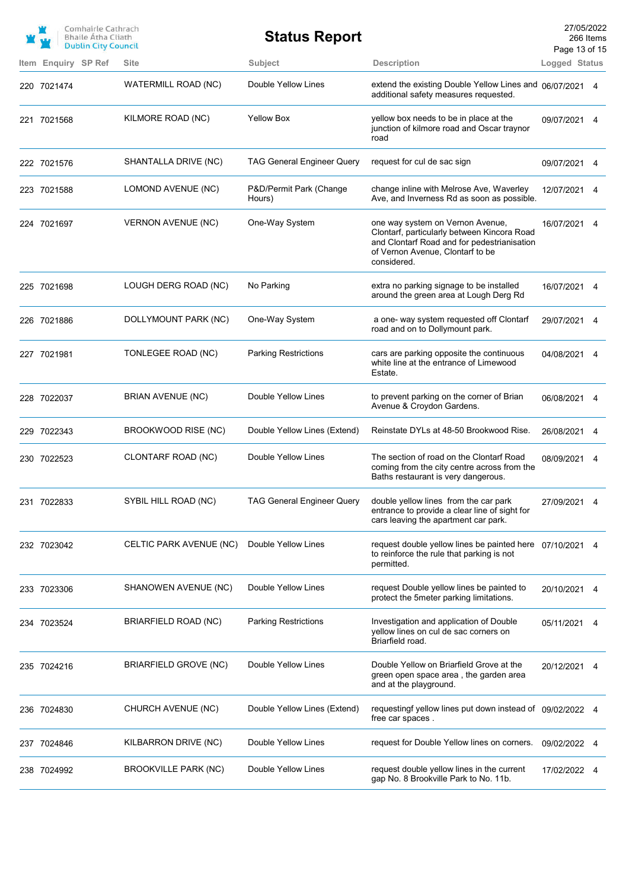# Status Report

| Item | Enquiry | SP Ref | Site | Subject | Description | Logged | Status |
|---|---|---|---|---|---|---|---|
| 220 | 7021474 | | WATERMILL ROAD (NC) | Double Yellow Lines | extend the existing Double Yellow Lines and additional safety measures requested. | 06/07/2021 | 4 |
| 221 | 7021568 | | KILMORE ROAD (NC) | Yellow Box | yellow box needs to be in place at the junction of kilmore road and Oscar traynor road | 09/07/2021 | 4 |
| 222 | 7021576 | | SHANTALLA DRIVE (NC) | TAG General Engineer Query | request for cul de sac sign | 09/07/2021 | 4 |
| 223 | 7021588 | | LOMOND AVENUE (NC) | P&D/Permit Park (Change Hours) | change inline with Melrose Ave, Waverley Ave, and Inverness Rd as soon as possible. | 12/07/2021 | 4 |
| 224 | 7021697 | | VERNON AVENUE (NC) | One-Way System | one way system on Vernon Avenue, Clontarf, particularly between Kincora Road and Clontarf Road and for pedestrianisation of Vernon Avenue, Clontarf to be considered. | 16/07/2021 | 4 |
| 225 | 7021698 | | LOUGH DERG ROAD (NC) | No Parking | extra no parking signage to be installed around the green area at Lough Derg Rd | 16/07/2021 | 4 |
| 226 | 7021886 | | DOLLYMOUNT PARK (NC) | One-Way System | a one- way system requested off Clontarf road and on to Dollymount park. | 29/07/2021 | 4 |
| 227 | 7021981 | | TONLEGEE ROAD (NC) | Parking Restrictions | cars are parking opposite the continuous white line at the entrance of Limewood Estate. | 04/08/2021 | 4 |
| 228 | 7022037 | | BRIAN AVENUE (NC) | Double Yellow Lines | to prevent parking on the corner of Brian Avenue & Croydon Gardens. | 06/08/2021 | 4 |
| 229 | 7022343 | | BROOKWOOD RISE (NC) | Double Yellow Lines (Extend) | Reinstate DYLs at 48-50 Brookwood Rise. | 26/08/2021 | 4 |
| 230 | 7022523 | | CLONTARF ROAD (NC) | Double Yellow Lines | The section of road on the Clontarf Road coming from the city centre across from the Baths restaurant is very dangerous. | 08/09/2021 | 4 |
| 231 | 7022833 | | SYBIL HILL ROAD (NC) | TAG General Engineer Query | double yellow lines from the car park entrance to provide a clear line of sight for cars leaving the apartment car park. | 27/09/2021 | 4 |
| 232 | 7023042 | | CELTIC PARK AVENUE (NC) | Double Yellow Lines | request double yellow lines be painted here to reinforce the rule that parking is not permitted. | 07/10/2021 | 4 |
| 233 | 7023306 | | SHANOWEN AVENUE (NC) | Double Yellow Lines | request Double yellow lines be painted to protect the 5meter parking limitations. | 20/10/2021 | 4 |
| 234 | 7023524 | | BRIARFIELD ROAD (NC) | Parking Restrictions | Investigation and application of Double yellow lines on cul de sac corners on Briarfield road. | 05/11/2021 | 4 |
| 235 | 7024216 | | BRIARFIELD GROVE (NC) | Double Yellow Lines | Double Yellow on Briarfield Grove at the green open space area , the garden area and at the playground. | 20/12/2021 | 4 |
| 236 | 7024830 | | CHURCH AVENUE (NC) | Double Yellow Lines (Extend) | requestingf yellow lines put down instead of free car spaces . | 09/02/2022 | 4 |
| 237 | 7024846 | | KILBARRON DRIVE (NC) | Double Yellow Lines | request for Double Yellow lines on corners. | 09/02/2022 | 4 |
| 238 | 7024992 | | BROOKVILLE PARK (NC) | Double Yellow Lines | request double yellow lines in the current gap No. 8 Brookville Park to No. 11b. | 17/02/2022 | 4 |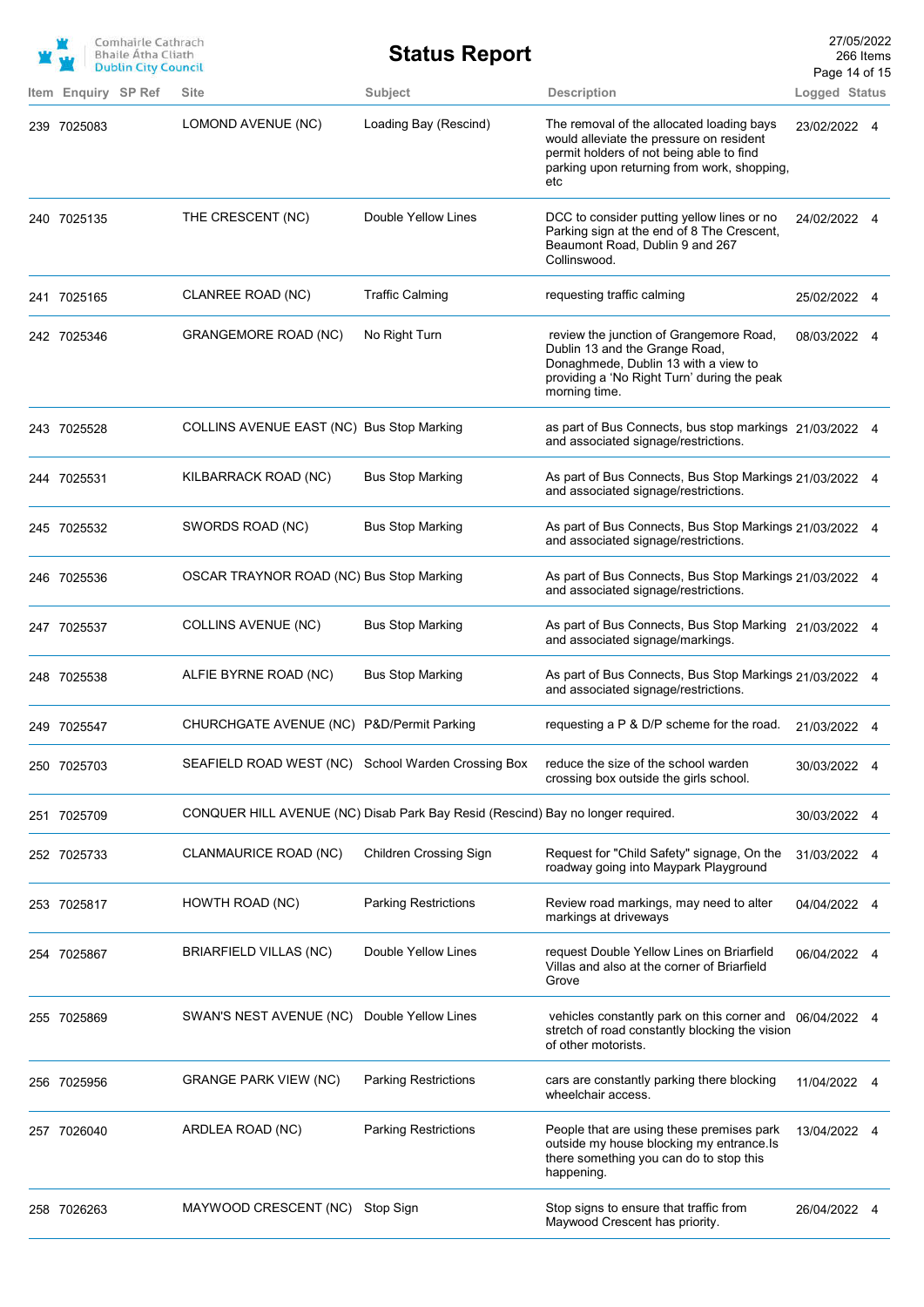| Item | Enquiry | SP Ref | Site | Subject | Description | Logged | Status |
|---|---|---|---|---|---|---|---|
| 239 | 7025083 | | LOMOND AVENUE (NC) | Loading Bay (Rescind) | The removal of the allocated loading bays would alleviate the pressure on resident permit holders of not being able to find parking upon returning from work, shopping, etc | 23/02/2022 | 4 |
| 240 | 7025135 | | THE CRESCENT (NC) | Double Yellow Lines | DCC to consider putting yellow lines or no Parking sign at the end of 8 The Crescent, Beaumont Road, Dublin 9 and 267 Collinswood. | 24/02/2022 | 4 |
| 241 | 7025165 | | CLANREE ROAD (NC) | Traffic Calming | requesting traffic calming | 25/02/2022 | 4 |
| 242 | 7025346 | | GRANGEMORE ROAD (NC) | No Right Turn | review the junction of Grangemore Road, Dublin 13 and the Grange Road, Donaghmede, Dublin 13 with a view to providing a 'No Right Turn' during the peak morning time. | 08/03/2022 | 4 |
| 243 | 7025528 | | COLLINS AVENUE EAST (NC) | Bus Stop Marking | as part of Bus Connects, bus stop markings and associated signage/restrictions. | 21/03/2022 | 4 |
| 244 | 7025531 | | KILBARRACK ROAD (NC) | Bus Stop Marking | As part of Bus Connects, Bus Stop Markings and associated signage/restrictions. | 21/03/2022 | 4 |
| 245 | 7025532 | | SWORDS ROAD (NC) | Bus Stop Marking | As part of Bus Connects, Bus Stop Markings and associated signage/restrictions. | 21/03/2022 | 4 |
| 246 | 7025536 | | OSCAR TRAYNOR ROAD (NC) | Bus Stop Marking | As part of Bus Connects, Bus Stop Markings and associated signage/restrictions. | 21/03/2022 | 4 |
| 247 | 7025537 | | COLLINS AVENUE (NC) | Bus Stop Marking | As part of Bus Connects, Bus Stop Marking and associated signage/markings. | 21/03/2022 | 4 |
| 248 | 7025538 | | ALFIE BYRNE ROAD (NC) | Bus Stop Marking | As part of Bus Connects, Bus Stop Markings and associated signage/restrictions. | 21/03/2022 | 4 |
| 249 | 7025547 | | CHURCHGATE AVENUE (NC) | P&D/Permit Parking | requesting a P & D/P scheme for the road. | 21/03/2022 | 4 |
| 250 | 7025703 | | SEAFIELD ROAD WEST (NC) | School Warden Crossing Box | reduce the size of the school warden crossing box outside the girls school. | 30/03/2022 | 4 |
| 251 | 7025709 | | CONQUER HILL AVENUE (NC) | Disab Park Bay Resid (Rescind) | Bay no longer required. | 30/03/2022 | 4 |
| 252 | 7025733 | | CLANMAURICE ROAD (NC) | Children Crossing Sign | Request for "Child Safety" signage, On the roadway going into Maypark Playground | 31/03/2022 | 4 |
| 253 | 7025817 | | HOWTH ROAD (NC) | Parking Restrictions | Review road markings, may need to alter markings at driveways | 04/04/2022 | 4 |
| 254 | 7025867 | | BRIARFIELD VILLAS (NC) | Double Yellow Lines | request Double Yellow Lines on Briarfield Villas and also at the corner of Briarfield Grove | 06/04/2022 | 4 |
| 255 | 7025869 | | SWAN'S NEST AVENUE (NC) | Double Yellow Lines | vehicles constantly park on this corner and stretch of road constantly blocking the vision of other motorists. | 06/04/2022 | 4 |
| 256 | 7025956 | | GRANGE PARK VIEW (NC) | Parking Restrictions | cars are constantly parking there blocking wheelchair access. | 11/04/2022 | 4 |
| 257 | 7026040 | | ARDLEA ROAD (NC) | Parking Restrictions | People that are using these premises park outside my house blocking my entrance.Is there something you can do to stop this happening. | 13/04/2022 | 4 |
| 258 | 7026263 | | MAYWOOD CRESCENT (NC) | Stop Sign | Stop signs to ensure that traffic from Maywood Crescent has priority. | 26/04/2022 | 4 |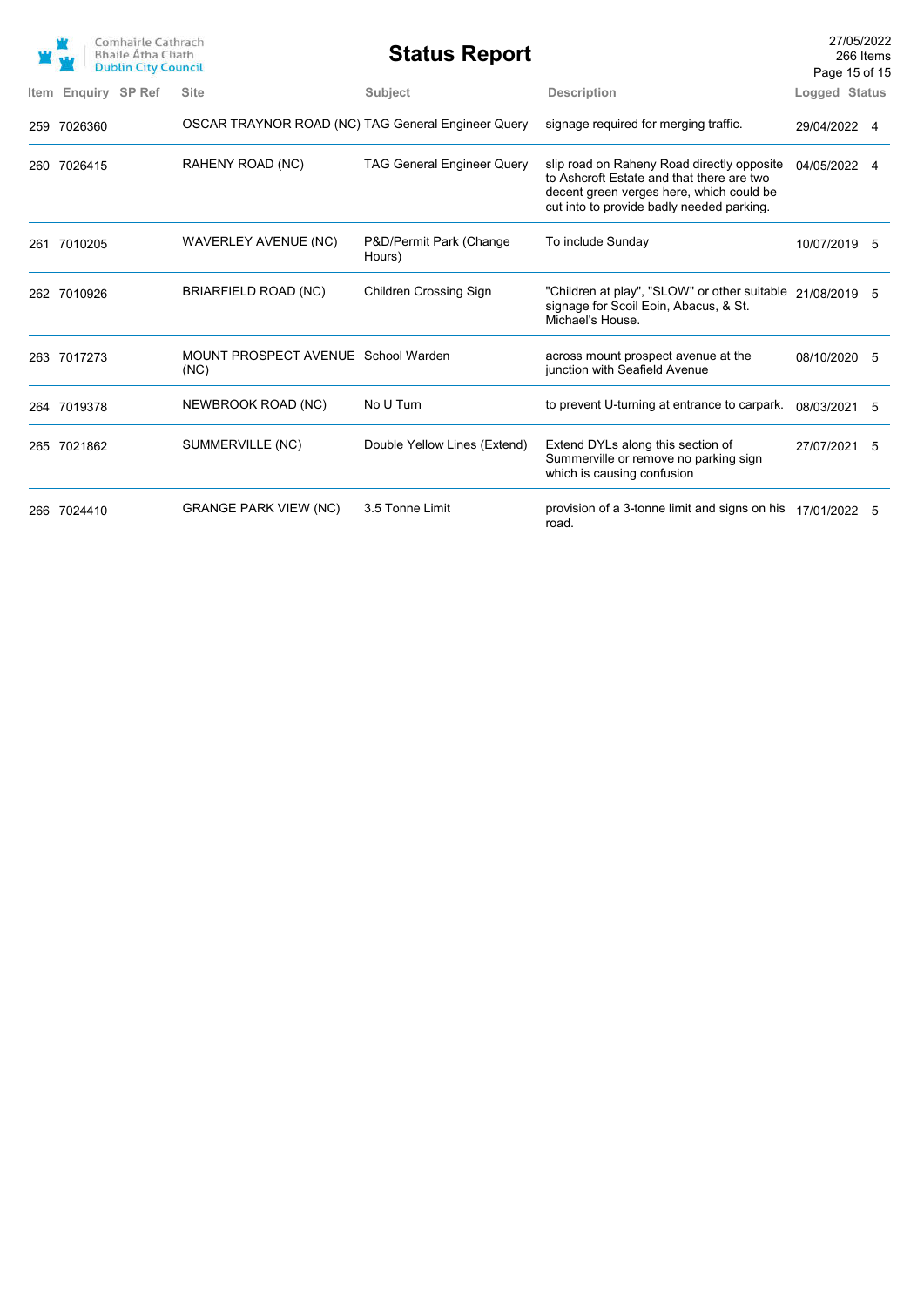| Item | Enquiry | SP Ref | Site | Subject | Description | Logged | Status |
|---|---|---|---|---|---|---|---|
| 259 | 7026360 | | OSCAR TRAYNOR ROAD (NC) | TAG General Engineer Query | signage required for merging traffic. | 29/04/2022 | 4 |
| 260 | 7026415 | | RAHENY ROAD (NC) | TAG General Engineer Query | slip road on Raheny Road directly opposite to Ashcroft Estate and that there are two decent green verges here, which could be cut into to provide badly needed parking. | 04/05/2022 | 4 |
| 261 | 7010205 | | WAVERLEY AVENUE (NC) | P&D/Permit Park (Change Hours) | To include Sunday | 10/07/2019 | 5 |
| 262 | 7010926 | | BRIARFIELD ROAD (NC) | Children Crossing Sign | "Children at play", "SLOW" or other suitable signage for Scoil Eoin, Abacus, & St. Michael's House. | 21/08/2019 | 5 |
| 263 | 7017273 | | MOUNT PROSPECT AVENUE (NC) | School Warden | across mount prospect avenue at the junction with Seafield Avenue | 08/10/2020 | 5 |
| 264 | 7019378 | | NEWBROOK ROAD (NC) | No U Turn | to prevent U-turning at entrance to carpark. | 08/03/2021 | 5 |
| 265 | 7021862 | | SUMMERVILLE (NC) | Double Yellow Lines (Extend) | Extend DYLs along this section of Summerville or remove no parking sign which is causing confusion | 27/07/2021 | 5 |
| 266 | 7024410 | | GRANGE PARK VIEW (NC) | 3.5 Tonne Limit | provision of a 3-tonne limit and signs on his road. | 17/01/2022 | 5 |